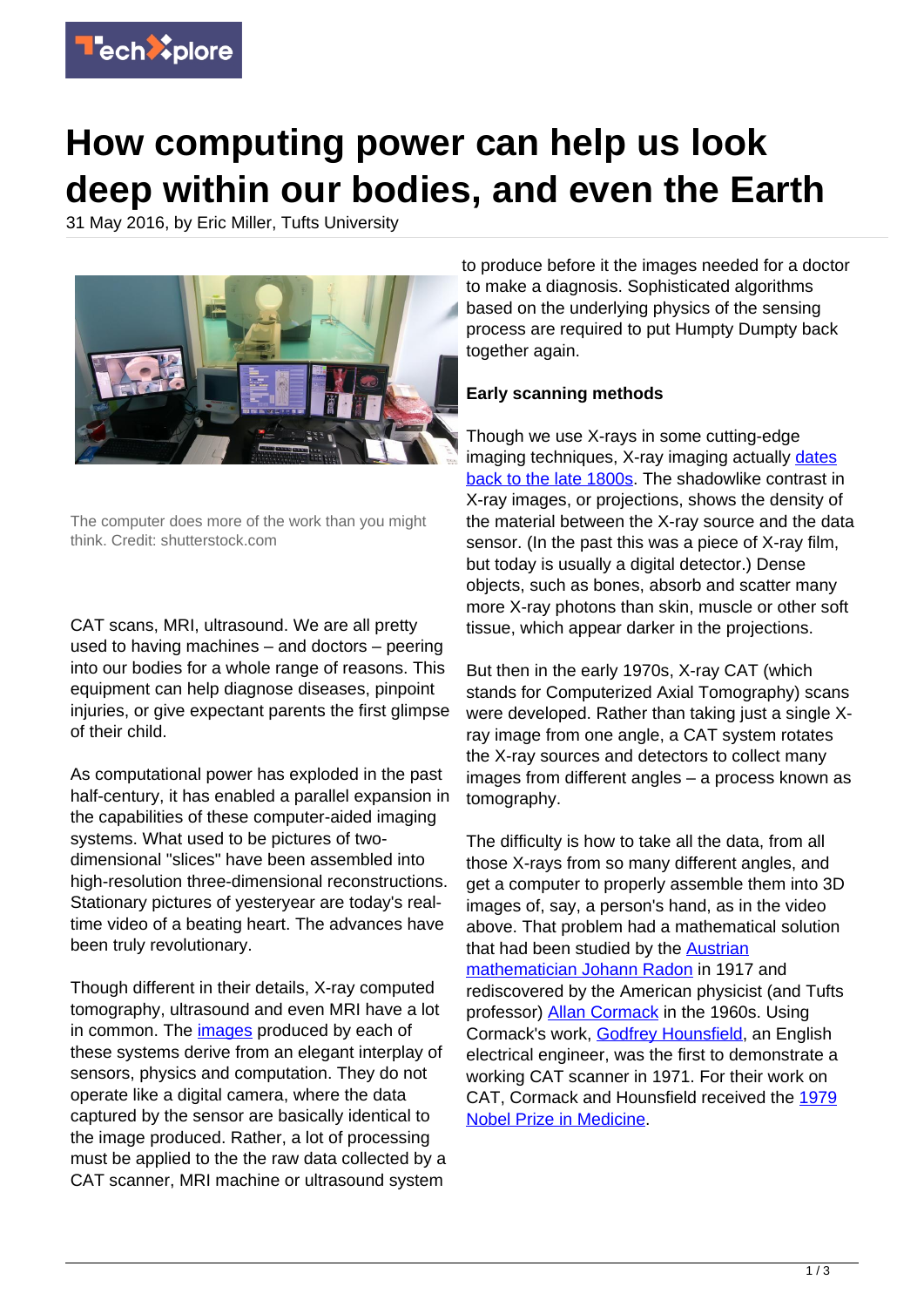# How computing power can help us look deep within our bodies, and even the Earth

31 May 2016, by Eric Miller, Tufts University

The computer does more of the work than you might think. Credit: shutterstock.com

CAT scans, MRI, ultrasound. We are all pretty used to having machines – and doctors – peering into our bodies for a whole range of reasons. This equipment can help diagnose diseases, pinpoint injuries, or give expectant parents the first glimpse of their child.

As computational power has exploded in the past half-century, it has enabled a parallel expansion in the capabilities of these computer-aided imaging systems. What used to be pictures of two-dimensional "slices" have been assembled into high-resolution three-dimensional reconstructions. Stationary pictures of yesteryear are today's real-time video of a beating heart. The advances have been truly revolutionary.

Though different in their details, X-ray computed tomography, ultrasound and even MRI have a lot in common. The images produced by each of these systems derive from an elegant interplay of sensors, physics and computation. They do not operate like a digital camera, where the data captured by the sensor are basically identical to the image produced. Rather, a lot of processing must be applied to the the raw data collected by a CAT scanner, MRI machine or ultrasound system to produce before it the images needed for a doctor to make a diagnosis. Sophisticated algorithms based on the underlying physics of the sensing process are required to put Humpty Dumpty back together again.

**Early scanning methods**

Though we use X-rays in some cutting-edge imaging techniques, X-ray imaging actually dates back to the late 1800s. The shadowlike contrast in X-ray images, or projections, shows the density of the material between the X-ray source and the data sensor. (In the past this was a piece of X-ray film, but today is usually a digital detector.) Dense objects, such as bones, absorb and scatter many more X-ray photons than skin, muscle or other soft tissue, which appear darker in the projections.

But then in the early 1970s, X-ray CAT (which stands for Computerized Axial Tomography) scans were developed. Rather than taking just a single X-ray image from one angle, a CAT system rotates the X-ray sources and detectors to collect many images from different angles – a process known as tomography.

The difficulty is how to take all the data, from all those X-rays from so many different angles, and get a computer to properly assemble them into 3D images of, say, a person's hand, as in the video above. That problem had a mathematical solution that had been studied by the Austrian mathematician Johann Radon in 1917 and rediscovered by the American physicist (and Tufts professor) Allan Cormack in the 1960s. Using Cormack's work, Godfrey Hounsfield, an English electrical engineer, was the first to demonstrate a working CAT scanner in 1971. For their work on CAT, Cormack and Hounsfield received the 1979 Nobel Prize in Medicine.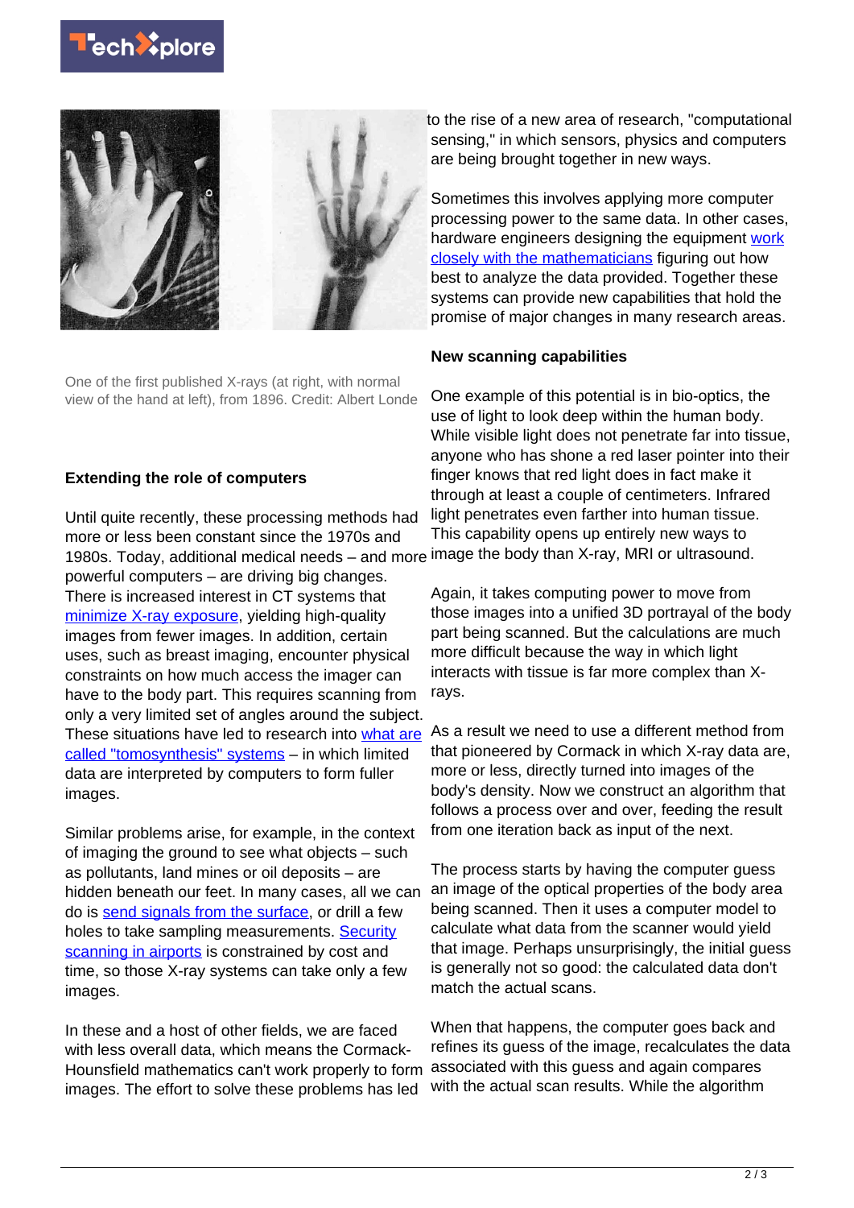One of the first published X-rays (at right, with normal view of the hand at left), from 1896. Credit: Albert Londe

## Extending the role of computers

Until quite recently, these processing methods had more or less been constant since the 1970s and 1980s. Today, additional medical needs – and more powerful computers – are driving big changes. There is increased interest in CT systems that minimize X-ray exposure, yielding high-quality images from fewer images. In addition, certain uses, such as breast imaging, encounter physical constraints on how much access the imager can have to the body part. This requires scanning from only a very limited set of angles around the subject. These situations have led to research into what are called "tomosynthesis" systems – in which limited data are interpreted by computers to form fuller images.

Similar problems arise, for example, in the context of imaging the ground to see what objects – such as pollutants, land mines or oil deposits – are hidden beneath our feet. In many cases, all we can do is send signals from the surface, or drill a few holes to take sampling measurements. Security scanning in airports is constrained by cost and time, so those X-ray systems can take only a few images.

In these and a host of other fields, we are faced with less overall data, which means the Cormack-Hounsfield mathematics can't work properly to form images. The effort to solve these problems has led to the rise of a new area of research, "computational sensing," in which sensors, physics and computers are being brought together in new ways.

Sometimes this involves applying more computer processing power to the same data. In other cases, hardware engineers designing the equipment work closely with the mathematicians figuring out how best to analyze the data provided. Together these systems can provide new capabilities that hold the promise of major changes in many research areas.

## New scanning capabilities

One example of this potential is in bio-optics, the use of light to look deep within the human body. While visible light does not penetrate far into tissue, anyone who has shone a red laser pointer into their finger knows that red light does in fact make it through at least a couple of centimeters. Infrared light penetrates even farther into human tissue. This capability opens up entirely new ways to image the body than X-ray, MRI or ultrasound.

Again, it takes computing power to move from those images into a unified 3D portrayal of the body part being scanned. But the calculations are much more difficult because the way in which light interacts with tissue is far more complex than X-rays.

As a result we need to use a different method from that pioneered by Cormack in which X-ray data are, more or less, directly turned into images of the body's density. Now we construct an algorithm that follows a process over and over, feeding the result from one iteration back as input of the next.

The process starts by having the computer guess an image of the optical properties of the body area being scanned. Then it uses a computer model to calculate what data from the scanner would yield that image. Perhaps unsurprisingly, the initial guess is generally not so good: the calculated data don't match the actual scans.

When that happens, the computer goes back and refines its guess of the image, recalculates the data associated with this guess and again compares with the actual scan results. While the algorithm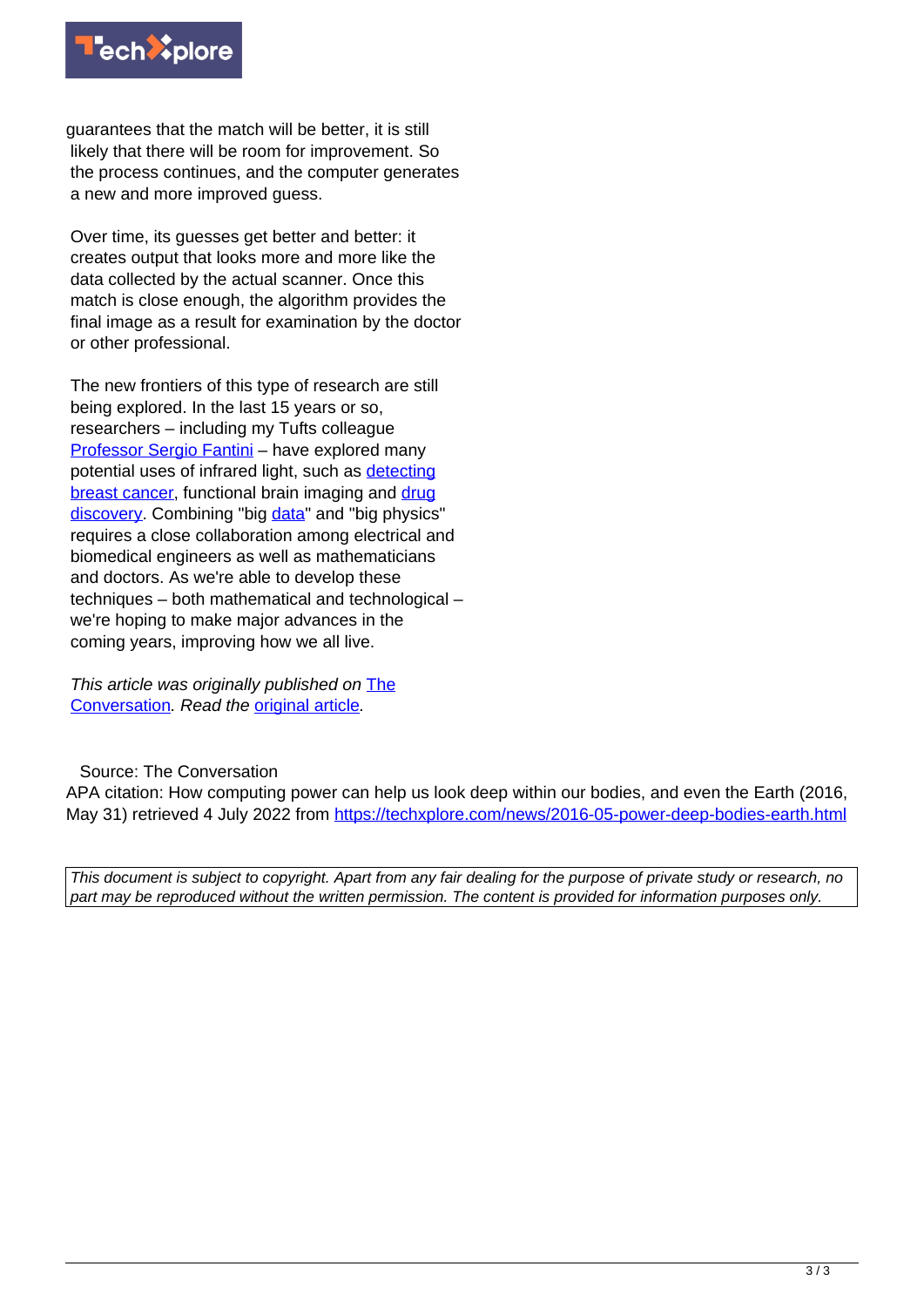guarantees that the match will be better, it is still likely that there will be room for improvement. So the process continues, and the computer generates a new and more improved guess.

Over time, its guesses get better and better: it creates output that looks more and more like the data collected by the actual scanner. Once this match is close enough, the algorithm provides the final image as a result for examination by the doctor or other professional.

The new frontiers of this type of research are still being explored. In the last 15 years or so, researchers – including my Tufts colleague Professor Sergio Fantini – have explored many potential uses of infrared light, such as detecting breast cancer, functional brain imaging and drug discovery. Combining "big data" and "big physics" requires a close collaboration among electrical and biomedical engineers as well as mathematicians and doctors. As we're able to develop these techniques – both mathematical and technological – we're hoping to make major advances in the coming years, improving how we all live.

*This article was originally published on The Conversation. Read the original article.*

Source: The Conversation

APA citation: How computing power can help us look deep within our bodies, and even the Earth (2016, May 31) retrieved 4 July 2022 from https://techxplore.com/news/2016-05-power-deep-bodies-earth.html

*This document is subject to copyright. Apart from any fair dealing for the purpose of private study or research, no part may be reproduced without the written permission. The content is provided for information purposes only.*